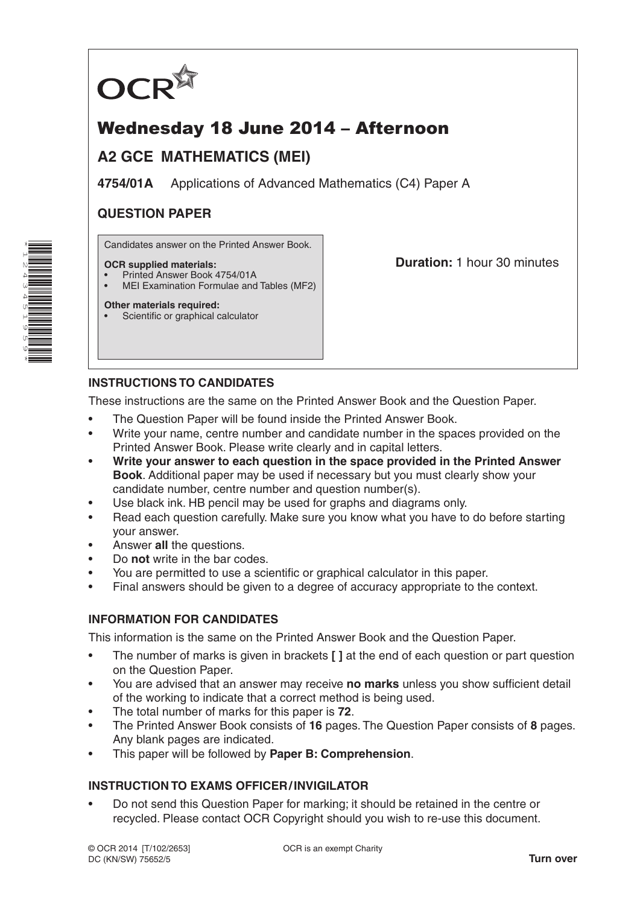OCR

# Wednesday 18 June 2014 – Afternoon

## A2 GCE MATHEMATICS (MEI)

**4754/01A** Applications of Advanced Mathematics (C4) Paper A

### QUESTION PAPER

Candidates answer on the Printed Answer Book.

**OCR supplied materials:**
- Printed Answer Book 4754/01A
- MEI Examination Formulae and Tables (MF2)

**Other materials required:**
- Scientific or graphical calculator

**Duration:** 1 hour 30 minutes

### INSTRUCTIONS TO CANDIDATES

These instructions are the same on the Printed Answer Book and the Question Paper.

- The Question Paper will be found inside the Printed Answer Book.
- Write your name, centre number and candidate number in the spaces provided on the Printed Answer Book. Please write clearly and in capital letters.
- **Write your answer to each question in the space provided in the Printed Answer Book**. Additional paper may be used if necessary but you must clearly show your candidate number, centre number and question number(s).
- Use black ink. HB pencil may be used for graphs and diagrams only.
- Read each question carefully. Make sure you know what you have to do before starting your answer.
- Answer **all** the questions.
- Do **not** write in the bar codes.
- You are permitted to use a scientific or graphical calculator in this paper.
- Final answers should be given to a degree of accuracy appropriate to the context.

### INFORMATION FOR CANDIDATES

This information is the same on the Printed Answer Book and the Question Paper.

- The number of marks is given in brackets **[ ]** at the end of each question or part question on the Question Paper.
- You are advised that an answer may receive **no marks** unless you show sufficient detail of the working to indicate that a correct method is being used.
- The total number of marks for this paper is **72**.
- The Printed Answer Book consists of **16** pages. The Question Paper consists of **8** pages. Any blank pages are indicated.
- This paper will be followed by **Paper B: Comprehension**.

### INSTRUCTION TO EXAMS OFFICER / INVIGILATOR

- Do not send this Question Paper for marking; it should be retained in the centre or recycled. Please contact OCR Copyright should you wish to re-use this document.

© OCR 2014 [T/102/2653]
DC (KN/SW) 75652/5

OCR is an exempt Charity

**Turn over**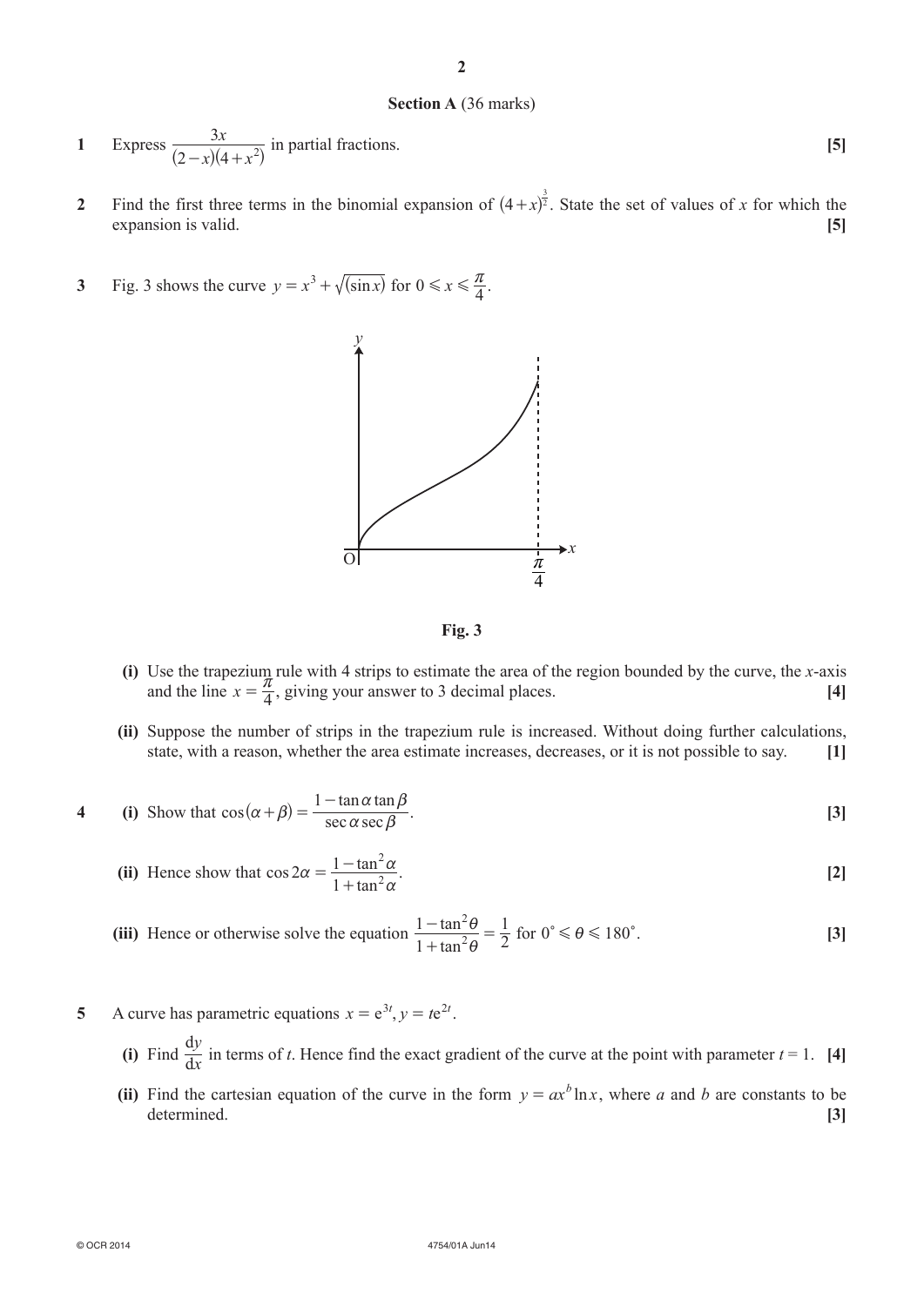**Section A** (36 marks)

**1** Express $\dfrac{3x}{(2-x)(4+x^2)}$ in partial fractions. **[5]**

**2** Find the first three terms in the binomial expansion of $(4+x)^{\frac{3}{2}}$. State the set of values of $x$ for which the expansion is valid. **[5]**

**3** Fig. 3 shows the curve $y = x^3 + \sqrt{(\sin x)}$ for $0 \leqslant x \leqslant \dfrac{\pi}{4}$.

y

x

O

$\dfrac{\pi}{4}$

**Fig. 3**

**(i)** Use the trapezium rule with 4 strips to estimate the area of the region bounded by the curve, the $x$-axis and the line $x = \dfrac{\pi}{4}$, giving your answer to 3 decimal places. **[4]**

**(ii)** Suppose the number of strips in the trapezium rule is increased. Without doing further calculations, state, with a reason, whether the area estimate increases, decreases, or it is not possible to say. **[1]**

**4** **(i)** Show that $\cos(\alpha + \beta) = \dfrac{1 - \tan\alpha \tan\beta}{\sec\alpha \sec\beta}$. **[3]**

**(ii)** Hence show that $\cos 2\alpha = \dfrac{1 - \tan^2\alpha}{1 + \tan^2\alpha}$. **[2]**

**(iii)** Hence or otherwise solve the equation $\dfrac{1 - \tan^2\theta}{1 + \tan^2\theta} = \dfrac{1}{2}$ for $0° \leqslant \theta \leqslant 180°$. **[3]**

**5** A curve has parametric equations $x = e^{3t}$, $y = te^{2t}$.

**(i)** Find $\dfrac{dy}{dx}$ in terms of $t$. Hence find the exact gradient of the curve at the point with parameter $t = 1$. **[4]**

**(ii)** Find the cartesian equation of the curve in the form $y = ax^b \ln x$, where $a$ and $b$ are constants to be determined. **[3]**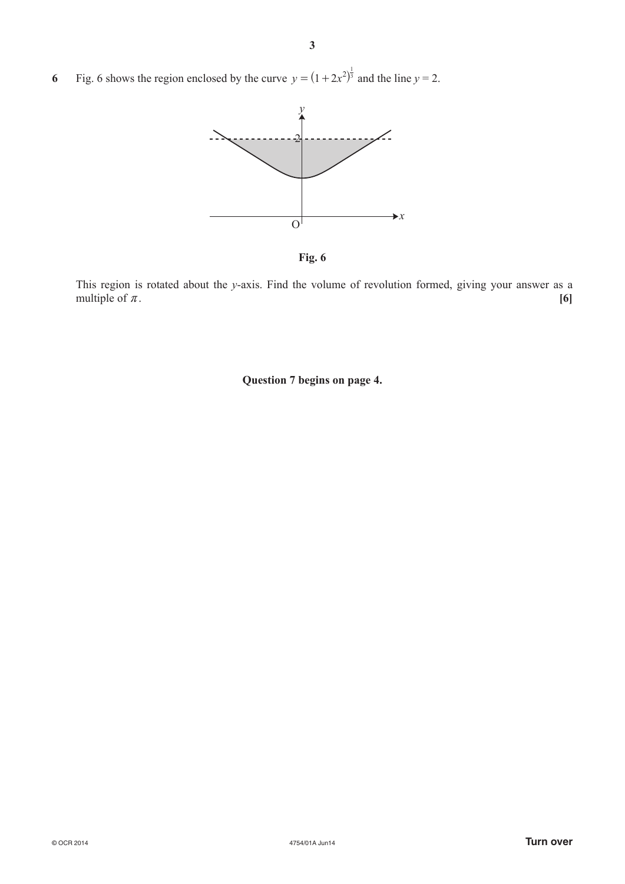**6** Fig. 6 shows the region enclosed by the curve $y = (1 + 2x^2)^{\frac{1}{3}}$ and the line $y = 2$.

**Fig. 6**

This region is rotated about the $y$-axis. Find the volume of revolution formed, giving your answer as a multiple of $\pi$. **[6]**

**Question 7 begins on page 4.**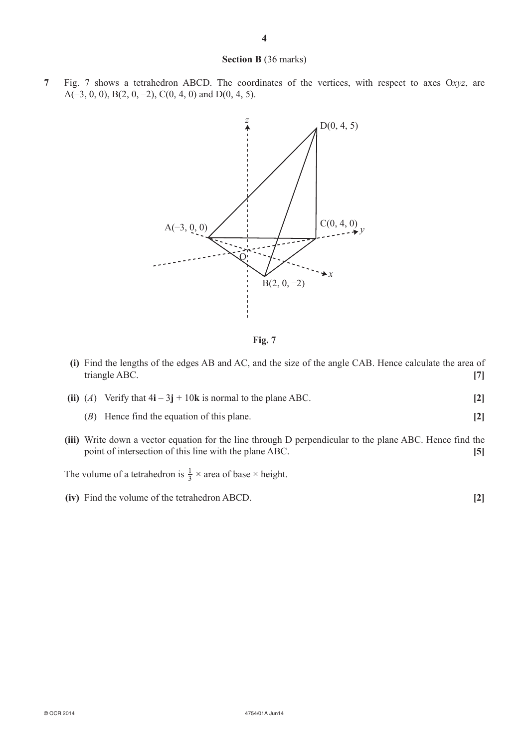## Section B (36 marks)

**7** Fig. 7 shows a tetrahedron ABCD. The coordinates of the vertices, with respect to axes O$xyz$, are A(–3, 0, 0), B(2, 0, –2), C(0, 4, 0) and D(0, 4, 5).

z

D(0, 4, 5)

A(−3, 0, 0)

C(0, 4, 0)

y

O

x

B(2, 0, −2)

**Fig. 7**

**(i)** Find the lengths of the edges AB and AC, and the size of the angle CAB. Hence calculate the area of triangle ABC. **[7]**

**(ii)** (*A*) Verify that $4\mathbf{i} - 3\mathbf{j} + 10\mathbf{k}$ is normal to the plane ABC. **[2]**

(*B*) Hence find the equation of this plane. **[2]**

**(iii)** Write down a vector equation for the line through D perpendicular to the plane ABC. Hence find the point of intersection of this line with the plane ABC. **[5]**

The volume of a tetrahedron is $\frac{1}{3}$ × area of base × height.

**(iv)** Find the volume of the tetrahedron ABCD. **[2]**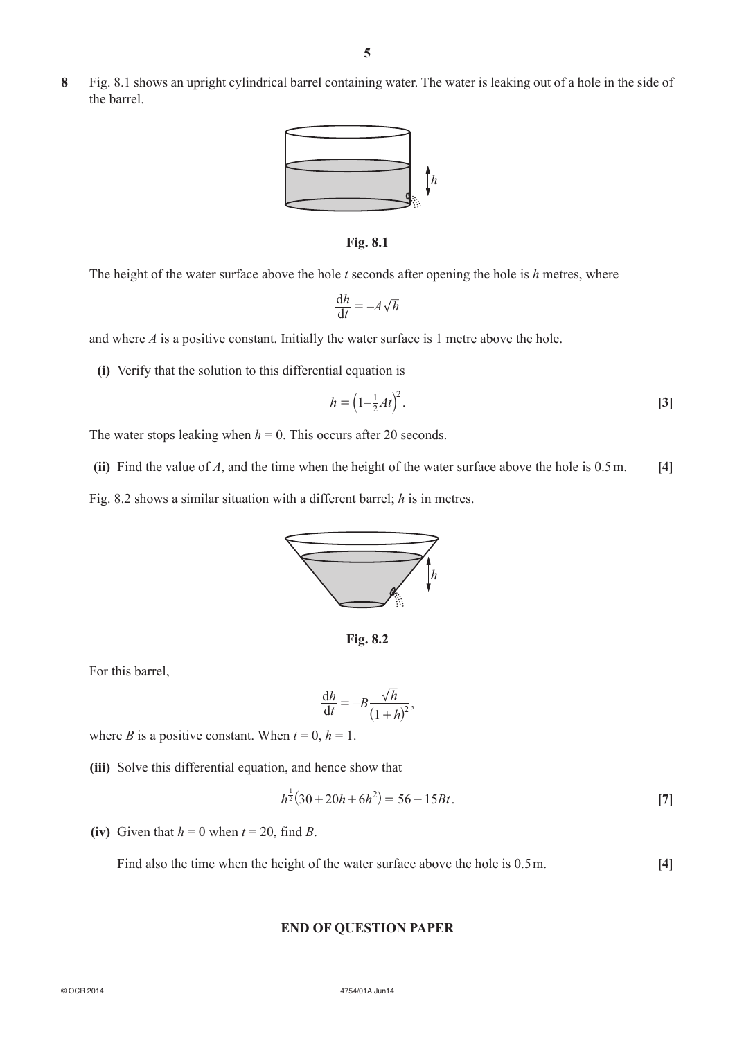**8** Fig. 8.1 shows an upright cylindrical barrel containing water. The water is leaking out of a hole in the side of the barrel.

$h$

Fig. 8.1

The height of the water surface above the hole $t$ seconds after opening the hole is $h$ metres, where

$$\frac{dh}{dt} = -A\sqrt{h}$$

and where $A$ is a positive constant. Initially the water surface is 1 metre above the hole.

**(i)** Verify that the solution to this differential equation is

$$h = \left(1 - \tfrac{1}{2}At\right)^2.$$ **[3]**

The water stops leaking when $h = 0$. This occurs after 20 seconds.

**(ii)** Find the value of $A$, and the time when the height of the water surface above the hole is 0.5 m. **[4]**

Fig. 8.2 shows a similar situation with a different barrel; $h$ is in metres.

$h$

Fig. 8.2

For this barrel,

$$\frac{dh}{dt} = -B\frac{\sqrt{h}}{(1+h)^2},$$

where $B$ is a positive constant. When $t = 0$, $h = 1$.

**(iii)** Solve this differential equation, and hence show that

$$h^{\frac{1}{2}}\left(30 + 20h + 6h^2\right) = 56 - 15Bt.$$ **[7]**

**(iv)** Given that $h = 0$ when $t = 20$, find $B$.

Find also the time when the height of the water surface above the hole is 0.5 m. **[4]**

**END OF QUESTION PAPER**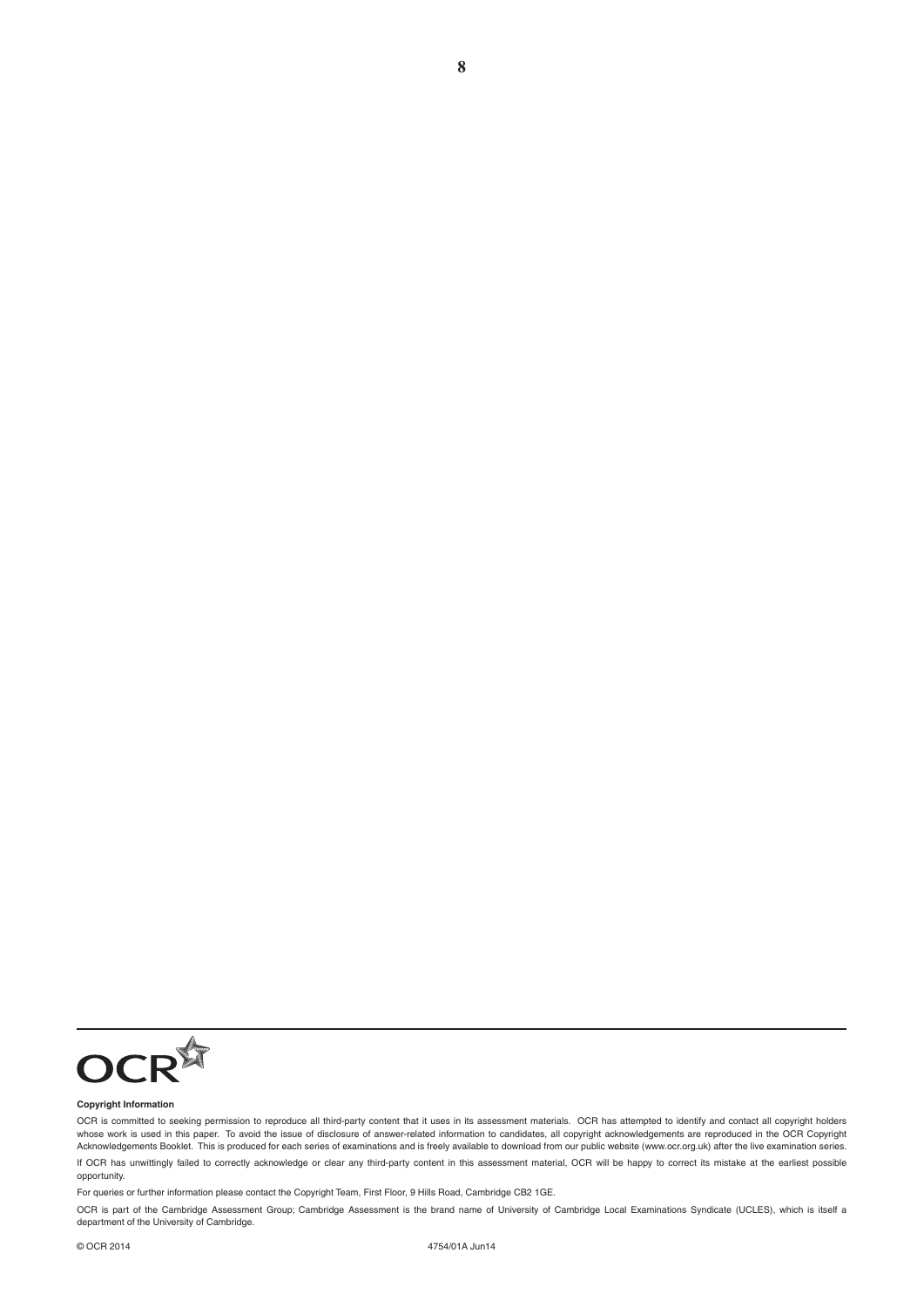**Copyright Information**

OCR is committed to seeking permission to reproduce all third-party content that it uses in its assessment materials. OCR has attempted to identify and contact all copyright holders whose work is used in this paper. To avoid the issue of disclosure of answer-related information to candidates, all copyright acknowledgements are reproduced in the OCR Copyright Acknowledgements Booklet. This is produced for each series of examinations and is freely available to download from our public website (www.ocr.org.uk) after the live examination series.

If OCR has unwittingly failed to correctly acknowledge or clear any third-party content in this assessment material, OCR will be happy to correct its mistake at the earliest possible opportunity.

For queries or further information please contact the Copyright Team, First Floor, 9 Hills Road, Cambridge CB2 1GE.

OCR is part of the Cambridge Assessment Group; Cambridge Assessment is the brand name of University of Cambridge Local Examinations Syndicate (UCLES), which is itself a department of the University of Cambridge.

© OCR 2014 4754/01A Jun14